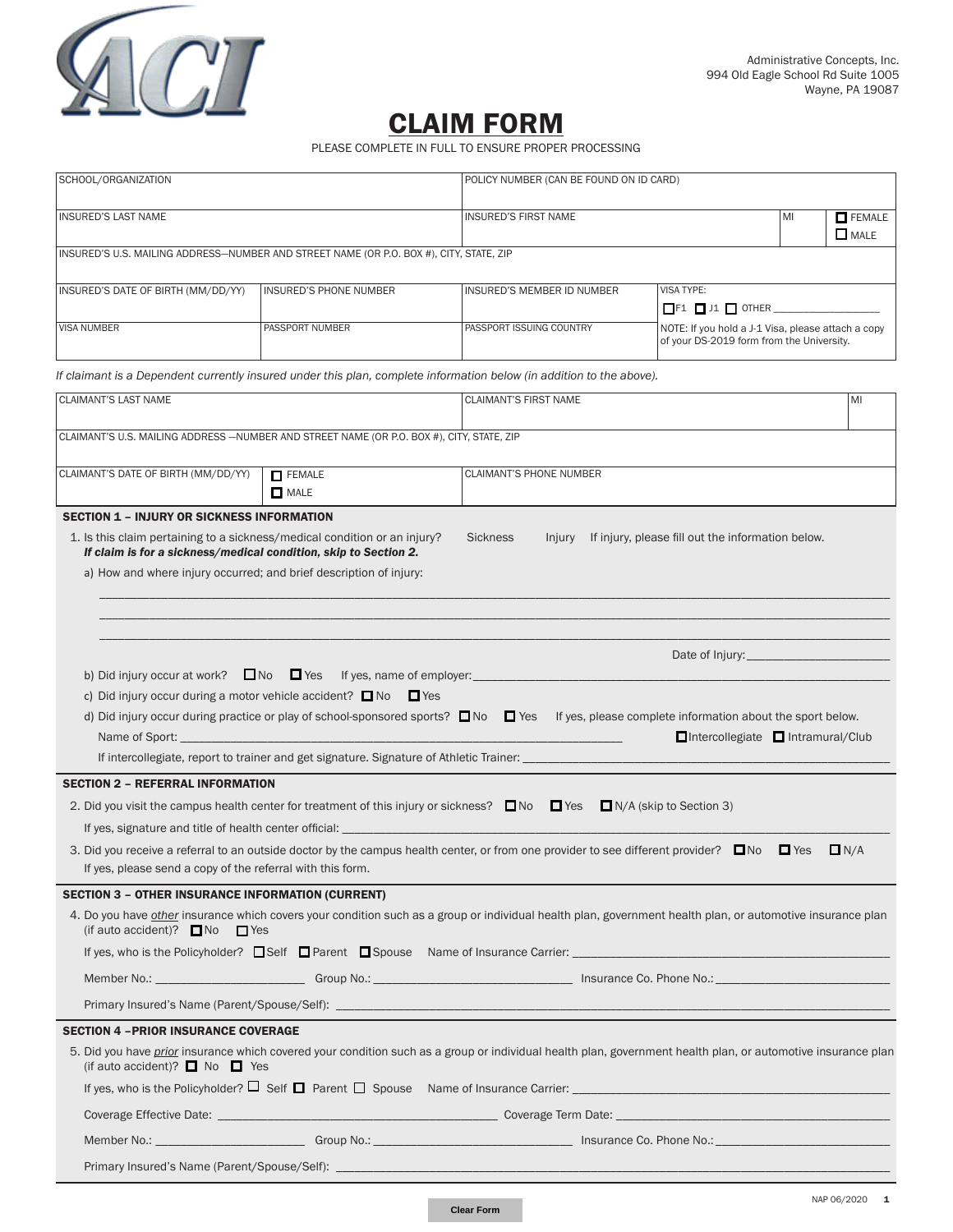ACI

Administrative Concepts, Inc.
994 Old Eagle School Rd Suite 1005
Wayne, PA 19087

# CLAIM FORM

PLEASE COMPLETE IN FULL TO ENSURE PROPER PROCESSING

| SCHOOL/ORGANIZATION | | POLICY NUMBER (CAN BE FOUND ON ID CARD) | | | |
|---|---|---|---|---|---|
| INSURED'S LAST NAME | | INSURED'S FIRST NAME | | MI | ☐ FEMALE ☐ MALE |
| INSURED'S U.S. MAILING ADDRESS—NUMBER AND STREET NAME (OR P.O. BOX #), CITY, STATE, ZIP | | | | | |
| INSURED'S DATE OF BIRTH (MM/DD/YY) | INSURED'S PHONE NUMBER | INSURED'S MEMBER ID NUMBER | VISA TYPE: ☐ F1 ☐ J1 ☐ OTHER ___ | | |
| VISA NUMBER | PASSPORT NUMBER | PASSPORT ISSUING COUNTRY | NOTE: If you hold a J-1 Visa, please attach a copy of your DS-2019 form from the University. | | |

*If claimant is a Dependent currently insured under this plan, complete information below (in addition to the above).*

| CLAIMANT'S LAST NAME | | CLAIMANT'S FIRST NAME | MI |
|---|---|---|---|
| CLAIMANT'S U.S. MAILING ADDRESS —NUMBER AND STREET NAME (OR P.O. BOX #), CITY, STATE, ZIP | | | |
| CLAIMANT'S DATE OF BIRTH (MM/DD/YY) | ☐ FEMALE ☐ MALE | CLAIMANT'S PHONE NUMBER | |

## SECTION 1 – INJURY OR SICKNESS INFORMATION

1. Is this claim pertaining to a sickness/medical condition or an injury? Sickness Injury If injury, please fill out the information below.
   ***If claim is for a sickness/medical condition, skip to Section 2.***
   a) How and where injury occurred; and brief description of injury:

   ______________________________________________________________________

   ______________________________________________________________________

   ______________________________________________________________________

   Date of Injury: ______________________

   b) Did injury occur at work? ☐ No ☐ Yes If yes, name of employer: ______________________

   c) Did injury occur during a motor vehicle accident? ☐ No ☐ Yes

   d) Did injury occur during practice or play of school-sponsored sports? ☐ No ☐ Yes If yes, please complete information about the sport below.

   Name of Sport: ______________________ ☐ Intercollegiate ☐ Intramural/Club

   If intercollegiate, report to trainer and get signature. Signature of Athletic Trainer: ______________________

## SECTION 2 – REFERRAL INFORMATION

2. Did you visit the campus health center for treatment of this injury or sickness? ☐ No ☐ Yes ☐ N/A (skip to Section 3)

   If yes, signature and title of health center official: ______________________

3. Did you receive a referral to an outside doctor by the campus health center, or from one provider to see different provider? ☐ No ☐ Yes ☐ N/A

   If yes, please send a copy of the referral with this form.

## SECTION 3 – OTHER INSURANCE INFORMATION (CURRENT)

4. Do you have *other* insurance which covers your condition such as a group or individual health plan, government health plan, or automotive insurance plan (if auto accident)? ☐ No ☐ Yes

   If yes, who is the Policyholder? ☐ Self ☐ Parent ☐ Spouse Name of Insurance Carrier: ______________________

   Member No.: ______________ Group No.: ______________ Insurance Co. Phone No.: ______________

   Primary Insured's Name (Parent/Spouse/Self): ______________________

## SECTION 4 –PRIOR INSURANCE COVERAGE

5. Did you have *prior* insurance which covered your condition such as a group or individual health plan, government health plan, or automotive insurance plan (if auto accident)? ☐ No ☐ Yes

   If yes, who is the Policyholder? ☐ Self ☐ Parent ☐ Spouse Name of Insurance Carrier: ______________________

   Coverage Effective Date: ______________________ Coverage Term Date: ______________________

   Member No.: ______________ Group No.: ______________ Insurance Co. Phone No.: ______________

   Primary Insured's Name (Parent/Spouse/Self): ______________________

Clear Form

NAP 06/2020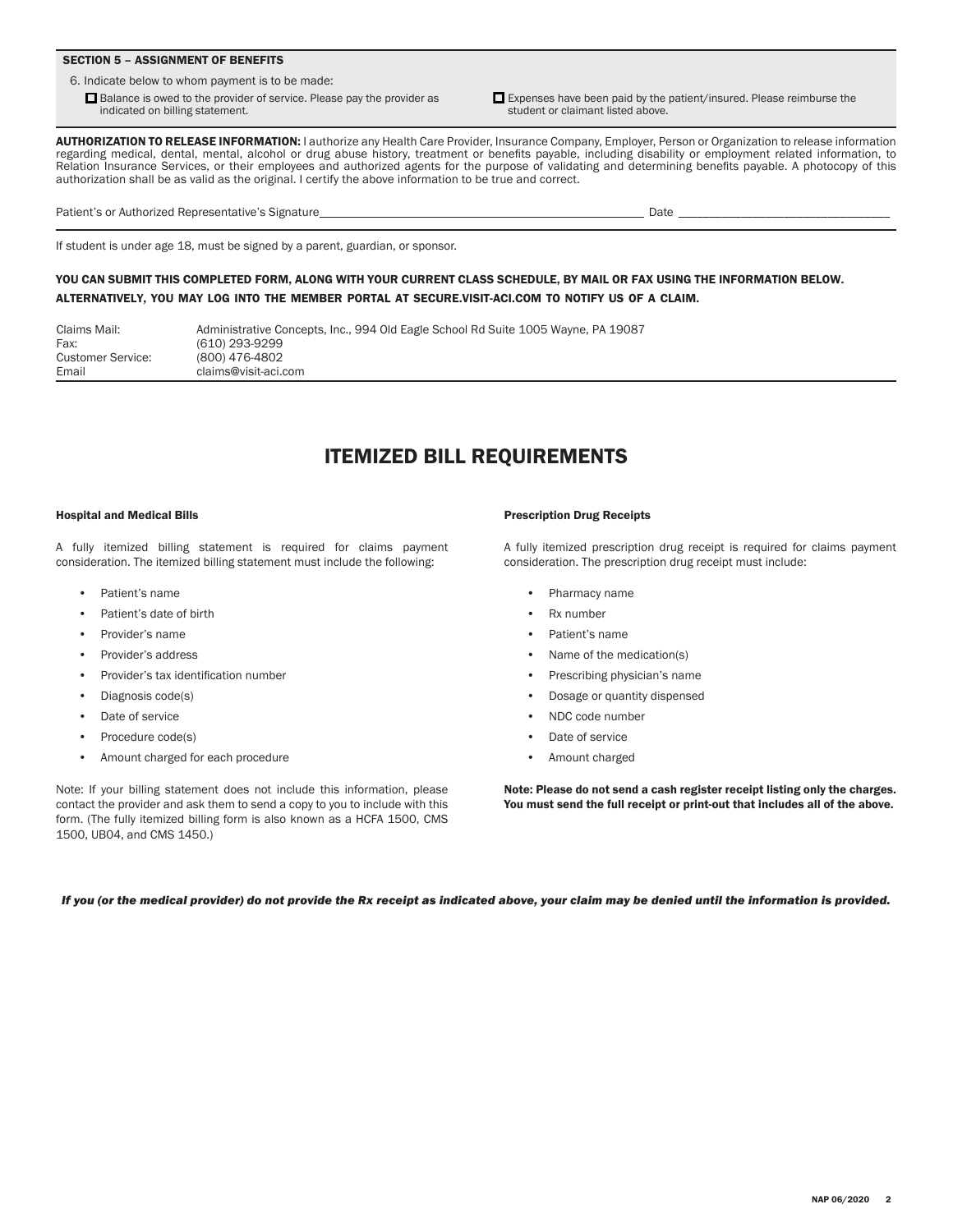### SECTION 5 – ASSIGNMENT OF BENEFITS

6. Indicate below to whom payment is to be made:

☐ Balance is owed to the provider of service. Please pay the provider as indicated on billing statement.

☐ Expenses have been paid by the patient/insured. Please reimburse the student or claimant listed above.

**AUTHORIZATION TO RELEASE INFORMATION:** I authorize any Health Care Provider, Insurance Company, Employer, Person or Organization to release information regarding medical, dental, mental, alcohol or drug abuse history, treatment or benefits payable, including disability or employment related information, to Relation Insurance Services, or their employees and authorized agents for the purpose of validating and determining benefits payable. A photocopy of this authorization shall be as valid as the original. I certify the above information to be true and correct.

Patient's or Authorized Representative's Signature_______________________________________ Date ___________________________

If student is under age 18, must be signed by a parent, guardian, or sponsor.

**YOU CAN SUBMIT THIS COMPLETED FORM, ALONG WITH YOUR CURRENT CLASS SCHEDULE, BY MAIL OR FAX USING THE INFORMATION BELOW. ALTERNATIVELY, YOU MAY LOG INTO THE MEMBER PORTAL AT SECURE.VISIT-ACI.COM TO NOTIFY US OF A CLAIM.**

| | |
|---|---|
| Claims Mail: | Administrative Concepts, Inc., 994 Old Eagle School Rd Suite 1005 Wayne, PA 19087 |
| Fax: | (610) 293-9299 |
| Customer Service: | (800) 476-4802 |
| Email | claims@visit-aci.com |

# ITEMIZED BILL REQUIREMENTS

#### Hospital and Medical Bills

A fully itemized billing statement is required for claims payment consideration. The itemized billing statement must include the following:

- Patient's name
- Patient's date of birth
- Provider's name
- Provider's address
- Provider's tax identification number
- Diagnosis code(s)
- Date of service
- Procedure code(s)
- Amount charged for each procedure

Note: If your billing statement does not include this information, please contact the provider and ask them to send a copy to you to include with this form. (The fully itemized billing form is also known as a HCFA 1500, CMS 1500, UB04, and CMS 1450.)

#### Prescription Drug Receipts

A fully itemized prescription drug receipt is required for claims payment consideration. The prescription drug receipt must include:

- Pharmacy name
- Rx number
- Patient's name
- Name of the medication(s)
- Prescribing physician's name
- Dosage or quantity dispensed
- NDC code number
- Date of service
- Amount charged

**Note: Please do not send a cash register receipt listing only the charges. You must send the full receipt or print-out that includes all of the above.**

***If you (or the medical provider) do not provide the Rx receipt as indicated above, your claim may be denied until the information is provided.***

NAP 06/2020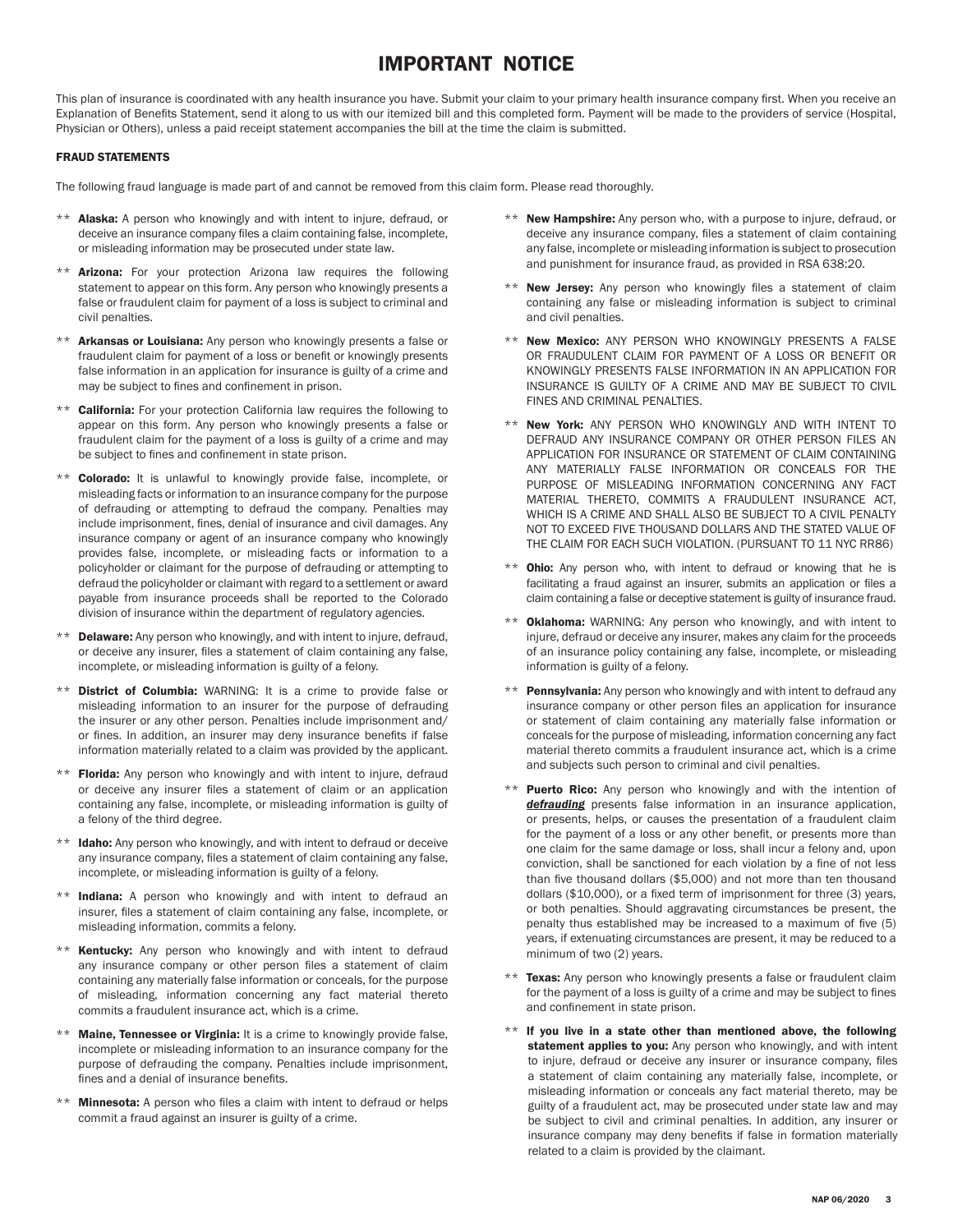# IMPORTANT NOTICE

This plan of insurance is coordinated with any health insurance you have. Submit your claim to your primary health insurance company first. When you receive an Explanation of Benefits Statement, send it along to us with our itemized bill and this completed form. Payment will be made to the providers of service (Hospital, Physician or Others), unless a paid receipt statement accompanies the bill at the time the claim is submitted.

## FRAUD STATEMENTS

The following fraud language is made part of and cannot be removed from this claim form. Please read thoroughly.

- ** **Alaska:** A person who knowingly and with intent to injure, defraud, or deceive an insurance company files a claim containing false, incomplete, or misleading information may be prosecuted under state law.
- ** **Arizona:** For your protection Arizona law requires the following statement to appear on this form. Any person who knowingly presents a false or fraudulent claim for payment of a loss is subject to criminal and civil penalties.
- ** **Arkansas or Louisiana:** Any person who knowingly presents a false or fraudulent claim for payment of a loss or benefit or knowingly presents false information in an application for insurance is guilty of a crime and may be subject to fines and confinement in prison.
- ** **California:** For your protection California law requires the following to appear on this form. Any person who knowingly presents a false or fraudulent claim for the payment of a loss is guilty of a crime and may be subject to fines and confinement in state prison.
- ** **Colorado:** It is unlawful to knowingly provide false, incomplete, or misleading facts or information to an insurance company for the purpose of defrauding or attempting to defraud the company. Penalties may include imprisonment, fines, denial of insurance and civil damages. Any insurance company or agent of an insurance company who knowingly provides false, incomplete, or misleading facts or information to a policyholder or claimant for the purpose of defrauding or attempting to defraud the policyholder or claimant with regard to a settlement or award payable from insurance proceeds shall be reported to the Colorado division of insurance within the department of regulatory agencies.
- ** **Delaware:** Any person who knowingly, and with intent to injure, defraud, or deceive any insurer, files a statement of claim containing any false, incomplete, or misleading information is guilty of a felony.
- ** **District of Columbia:** WARNING: It is a crime to provide false or misleading information to an insurer for the purpose of defrauding the insurer or any other person. Penalties include imprisonment and/or fines. In addition, an insurer may deny insurance benefits if false information materially related to a claim was provided by the applicant.
- ** **Florida:** Any person who knowingly and with intent to injure, defraud or deceive any insurer files a statement of claim or an application containing any false, incomplete, or misleading information is guilty of a felony of the third degree.
- ** **Idaho:** Any person who knowingly, and with intent to defraud or deceive any insurance company, files a statement of claim containing any false, incomplete, or misleading information is guilty of a felony.
- ** **Indiana:** A person who knowingly and with intent to defraud an insurer, files a statement of claim containing any false, incomplete, or misleading information, commits a felony.
- ** **Kentucky:** Any person who knowingly and with intent to defraud any insurance company or other person files a statement of claim containing any materially false information or conceals, for the purpose of misleading, information concerning any fact material thereto commits a fraudulent insurance act, which is a crime.
- ** **Maine, Tennessee or Virginia:** It is a crime to knowingly provide false, incomplete or misleading information to an insurance company for the purpose of defrauding the company. Penalties include imprisonment, fines and a denial of insurance benefits.
- ** **Minnesota:** A person who files a claim with intent to defraud or helps commit a fraud against an insurer is guilty of a crime.
- ** **New Hampshire:** Any person who, with a purpose to injure, defraud, or deceive any insurance company, files a statement of claim containing any false, incomplete or misleading information is subject to prosecution and punishment for insurance fraud, as provided in RSA 638:20.
- ** **New Jersey:** Any person who knowingly files a statement of claim containing any false or misleading information is subject to criminal and civil penalties.
- ** **New Mexico:** ANY PERSON WHO KNOWINGLY PRESENTS A FALSE OR FRAUDULENT CLAIM FOR PAYMENT OF A LOSS OR BENEFIT OR KNOWINGLY PRESENTS FALSE INFORMATION IN AN APPLICATION FOR INSURANCE IS GUILTY OF A CRIME AND MAY BE SUBJECT TO CIVIL FINES AND CRIMINAL PENALTIES.
- ** **New York:** ANY PERSON WHO KNOWINGLY AND WITH INTENT TO DEFRAUD ANY INSURANCE COMPANY OR OTHER PERSON FILES AN APPLICATION FOR INSURANCE OR STATEMENT OF CLAIM CONTAINING ANY MATERIALLY FALSE INFORMATION OR CONCEALS FOR THE PURPOSE OF MISLEADING INFORMATION CONCERNING ANY FACT MATERIAL THERETO, COMMITS A FRAUDULENT INSURANCE ACT, WHICH IS A CRIME AND SHALL ALSO BE SUBJECT TO A CIVIL PENALTY NOT TO EXCEED FIVE THOUSAND DOLLARS AND THE STATED VALUE OF THE CLAIM FOR EACH SUCH VIOLATION. (PURSUANT TO 11 NYC RR86)
- ** **Ohio:** Any person who, with intent to defraud or knowing that he is facilitating a fraud against an insurer, submits an application or files a claim containing a false or deceptive statement is guilty of insurance fraud.
- ** **Oklahoma:** WARNING: Any person who knowingly, and with intent to injure, defraud or deceive any insurer, makes any claim for the proceeds of an insurance policy containing any false, incomplete, or misleading information is guilty of a felony.
- ** **Pennsylvania:** Any person who knowingly and with intent to defraud any insurance company or other person files an application for insurance or statement of claim containing any materially false information or conceals for the purpose of misleading, information concerning any fact material thereto commits a fraudulent insurance act, which is a crime and subjects such person to criminal and civil penalties.
- ** **Puerto Rico:** Any person who knowingly and with the intention of ***defrauding*** presents false information in an insurance application, or presents, helps, or causes the presentation of a fraudulent claim for the payment of a loss or any other benefit, or presents more than one claim for the same damage or loss, shall incur a felony and, upon conviction, shall be sanctioned for each violation by a fine of not less than five thousand dollars ($5,000) and not more than ten thousand dollars ($10,000), or a fixed term of imprisonment for three (3) years, or both penalties. Should aggravating circumstances be present, the penalty thus established may be increased to a maximum of five (5) years, if extenuating circumstances are present, it may be reduced to a minimum of two (2) years.
- ** **Texas:** Any person who knowingly presents a false or fraudulent claim for the payment of a loss is guilty of a crime and may be subject to fines and confinement in state prison.
- ** **If you live in a state other than mentioned above, the following statement applies to you:** Any person who knowingly, and with intent to injure, defraud or deceive any insurer or insurance company, files a statement of claim containing any materially false, incomplete, or misleading information or conceals any fact material thereto, may be guilty of a fraudulent act, may be prosecuted under state law and may be subject to civil and criminal penalties. In addition, any insurer or insurance company may deny benefits if false in formation materially related to a claim is provided by the claimant.

NAP 06/2020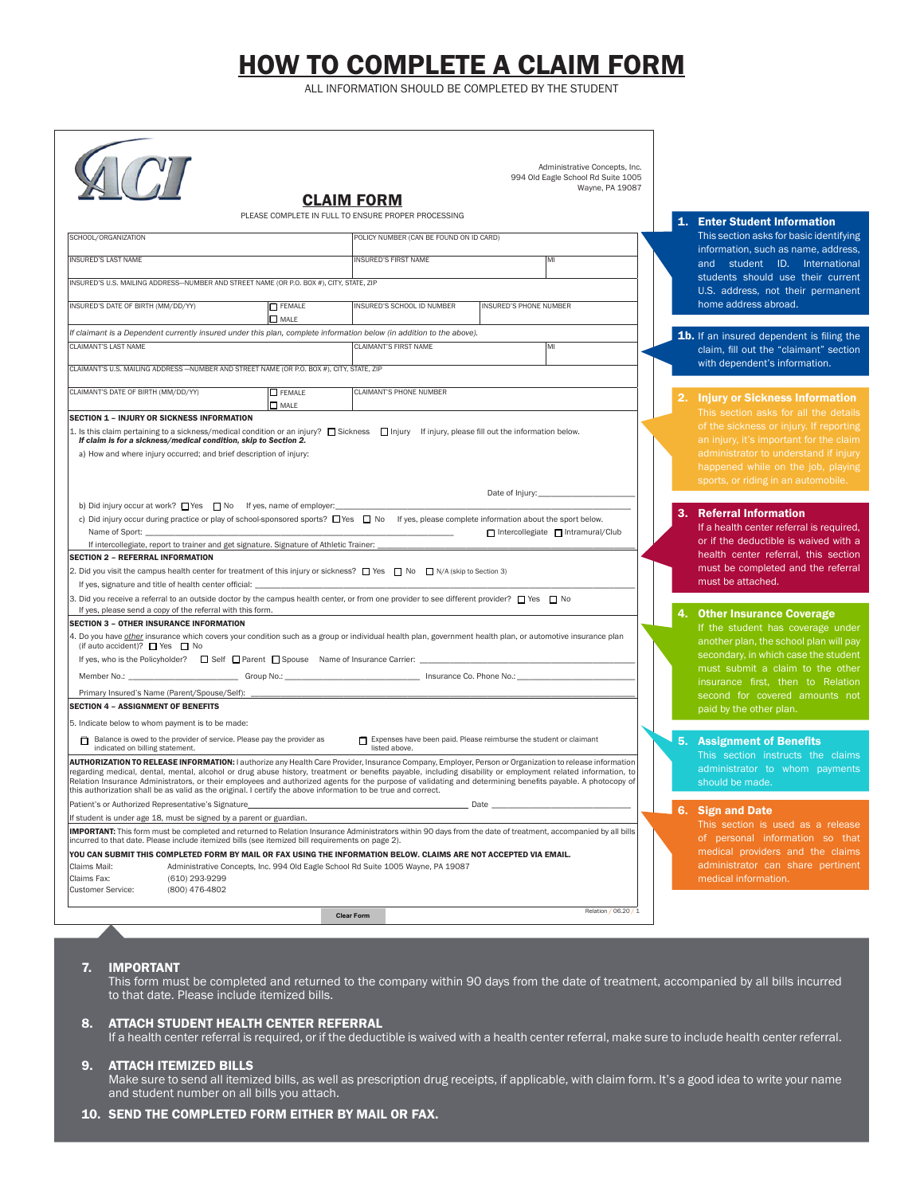# HOW TO COMPLETE A CLAIM FORM

ALL INFORMATION SHOULD BE COMPLETED BY THE STUDENT

ACI

Administrative Concepts, Inc.
994 Old Eagle School Rd Suite 1005
Wayne, PA 19087

## CLAIM FORM

PLEASE COMPLETE IN FULL TO ENSURE PROPER PROCESSING

| | | | |
|---|---|---|---|
| SCHOOL/ORGANIZATION | | POLICY NUMBER (CAN BE FOUND ON ID CARD) | |
| INSURED'S LAST NAME | | INSURED'S FIRST NAME | MI |
| INSURED'S U.S. MAILING ADDRESS—NUMBER AND STREET NAME (OR P.O. BOX #), CITY, STATE, ZIP | | | |
| INSURED'S DATE OF BIRTH (MM/DD/YY) | ☐ FEMALE ☐ MALE | INSURED'S SCHOOL ID NUMBER | INSURED'S PHONE NUMBER |

*If claimant is a Dependent currently insured under this plan, complete information below (in addition to the above).*

| | | | |
|---|---|---|---|
| CLAIMANT'S LAST NAME | | CLAIMANT'S FIRST NAME | MI |
| CLAIMANT'S U.S. MAILING ADDRESS —NUMBER AND STREET NAME (OR P.O. BOX #), CITY, STATE, ZIP | | | |
| CLAIMANT'S DATE OF BIRTH (MM/DD/YY) | ☐ FEMALE ☐ MALE | CLAIMANT'S PHONE NUMBER | |

**SECTION 1 – INJURY OR SICKNESS INFORMATION**

1. Is this claim pertaining to a sickness/medical condition or an injury? ☐ Sickness ☐ Injury If injury, please fill out the information below.
***If claim is for a sickness/medical condition, skip to Section 2.***

a) How and where injury occurred; and brief description of injury:

Date of Injury:____________________

b) Did injury occur at work? ☐ Yes ☐ No If yes, name of employer:____________________

c) Did injury occur during practice or play of school-sponsored sports? ☐ Yes ☐ No If yes, please complete information about the sport below.

Name of Sport: ____________________ ☐ Intercollegiate ☐ Intramural/Club

If intercollegiate, report to trainer and get signature. Signature of Athletic Trainer: ____________________

**SECTION 2 – REFERRAL INFORMATION**

2. Did you visit the campus health center for treatment of this injury or sickness? ☐ Yes ☐ No ☐ N/A (skip to Section 3)

If yes, signature and title of health center official: ____________________

3. Did you receive a referral to an outside doctor by the campus health center, or from one provider to see different provider? ☐ Yes ☐ No

If yes, please send a copy of the referral with this form.

**SECTION 3 – OTHER INSURANCE INFORMATION**

4. Do you have *other* insurance which covers your condition such as a group or individual health plan, government health plan, or automotive insurance plan (if auto accident)? ☐ Yes ☐ No

If yes, who is the Policyholder? ☐ Self ☐ Parent ☐ Spouse Name of Insurance Carrier: ____________________

Member No.: ____________________ Group No.: ____________________ Insurance Co. Phone No.: ____________________

Primary Insured's Name (Parent/Spouse/Self): ____________________

**SECTION 4 – ASSIGNMENT OF BENEFITS**

5. Indicate below to whom payment is to be made:

☐ Balance is owed to the provider of service. Please pay the provider as indicated on billing statement.

☐ Expenses have been paid. Please reimburse the student or claimant listed above.

**AUTHORIZATION TO RELEASE INFORMATION:** I authorize any Health Care Provider, Insurance Company, Employer, Person or Organization to release information regarding medical, dental, mental, alcohol or drug abuse history, treatment or benefits payable, including disability or employment related information, to Relation Insurance Administrators, or their employees and authorized agents for the purpose of validating and determining benefits payable. A photocopy of this authorization shall be as valid as the original. I certify the above information to be true and correct.

Patient's or Authorized Representative's Signature____________________ Date ____________________

If student is under age 18, must be signed by a parent or guardian.

**IMPORTANT:** This form must be completed and returned to Relation Insurance Administrators within 90 days from the date of treatment, accompanied by all bills incurred to that date. Please include itemized bills (see itemized bill requirements on page 2).

**YOU CAN SUBMIT THIS COMPLETED FORM BY MAIL OR FAX USING THE INFORMATION BELOW. CLAIMS ARE NOT ACCEPTED VIA EMAIL.**

| | |
|---|---|
| Claims Mail: | Administrative Concepts, Inc. 994 Old Eagle School Rd Suite 1005 Wayne, PA 19087 |
| Claims Fax: | (610) 293-9299 |
| Customer Service: | (800) 476-4802 |

Clear Form

Relation / 06.20 / 1

### 1. Enter Student Information
This section asks for basic identifying information, such as name, address, and student ID. International students should use their current U.S. address, not their permanent home address abroad.

### 1b.
If an insured dependent is filing the claim, fill out the "claimant" section with dependent's information.

### 2. Injury or Sickness Information
This section asks for all the details of the sickness or injury. If reporting an injury, it's important for the claim administrator to understand if injury happened while on the job, playing sports, or riding in an automobile.

### 3. Referral Information
If a health center referral is required, or if the deductible is waived with a health center referral, this section must be completed and the referral must be attached.

### 4. Other Insurance Coverage
If the student has coverage under another plan, the school plan will pay secondary, in which case the student must submit a claim to the other insurance first, then to Relation second for covered amounts not paid by the other plan.

### 5. Assignment of Benefits
This section instructs the claims administrator to whom payments should be made.

### 6. Sign and Date
This section is used as a release of personal information so that medical providers and the claims administrator can share pertinent medical information.

### 7. IMPORTANT
This form must be completed and returned to the company within 90 days from the date of treatment, accompanied by all bills incurred to that date. Please include itemized bills.

### 8. ATTACH STUDENT HEALTH CENTER REFERRAL
If a health center referral is required, or if the deductible is waived with a health center referral, make sure to include health center referral.

### 9. ATTACH ITEMIZED BILLS
Make sure to send all itemized bills, as well as prescription drug receipts, if applicable, with claim form. It's a good idea to write your name and student number on all bills you attach.

### 10. SEND THE COMPLETED FORM EITHER BY MAIL OR FAX.